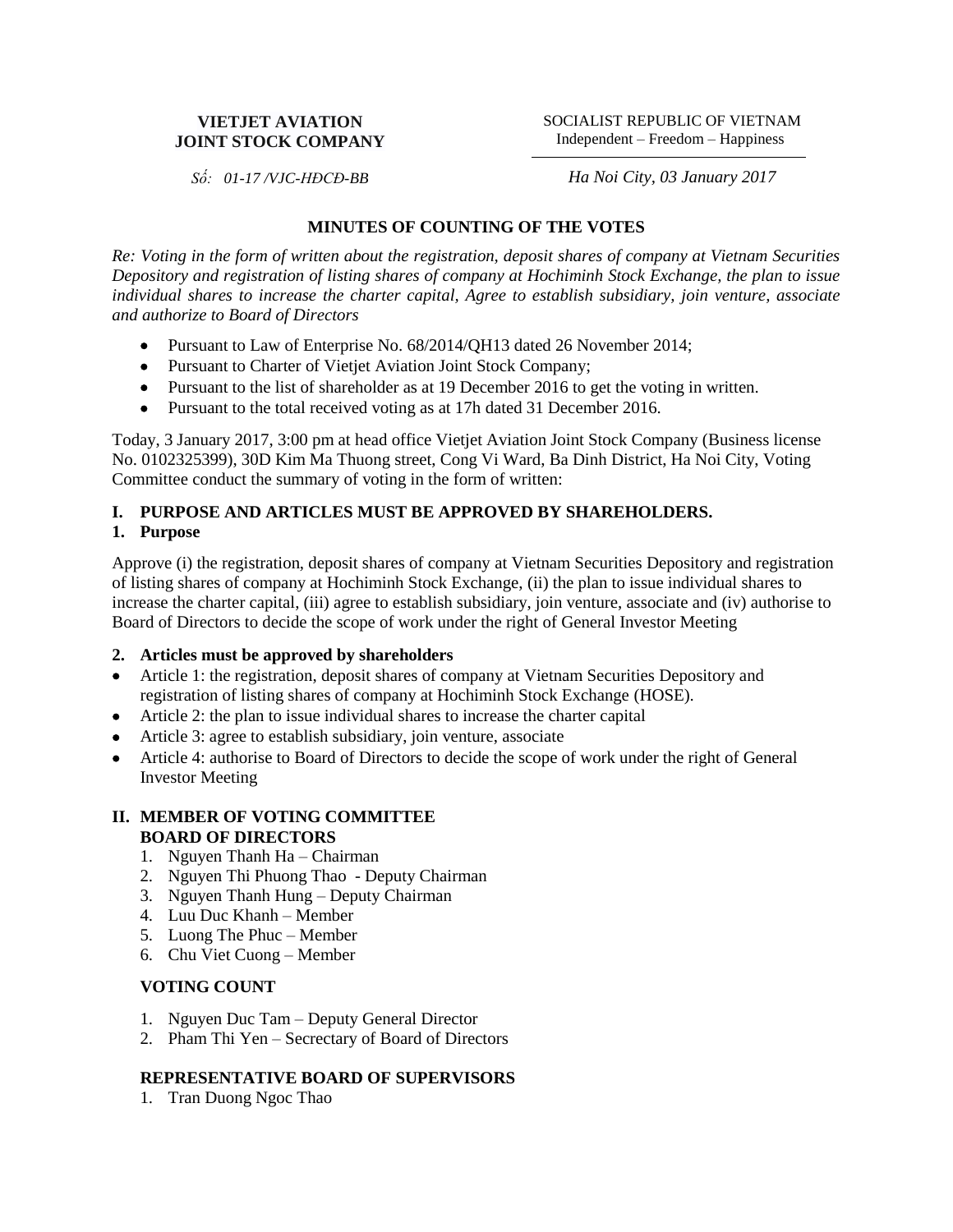**VIETJET AVIATION**
**JOINT STOCK COMPANY**

*Số: 01-17 /VJC-HĐCĐ-BB*

SOCIALIST REPUBLIC OF VIETNAM
Independent – Freedom – Happiness

*Ha Noi City, 03 January 2017*

**MINUTES OF COUNTING OF THE VOTES**

*Re: Voting in the form of written about the registration, deposit shares of company at Vietnam Securities Depository and registration of listing shares of company at Hochiminh Stock Exchange, the plan to issue individual shares to increase the charter capital, Agree to establish subsidiary, join venture, associate and authorize to Board of Directors*

- Pursuant to Law of Enterprise No. 68/2014/QH13 dated 26 November 2014;
- Pursuant to Charter of Vietjet Aviation Joint Stock Company;
- Pursuant to the list of shareholder as at 19 December 2016 to get the voting in written.
- Pursuant to the total received voting as at 17h dated 31 December 2016.

Today, 3 January 2017, 3:00 pm at head office Vietjet Aviation Joint Stock Company (Business license No. 0102325399), 30D Kim Ma Thuong street, Cong Vi Ward, Ba Dinh District, Ha Noi City, Voting Committee conduct the summary of voting in the form of written:

## I. PURPOSE AND ARTICLES MUST BE APPROVED BY SHAREHOLDERS.

### 1. Purpose

Approve (i) the registration, deposit shares of company at Vietnam Securities Depository and registration of listing shares of company at Hochiminh Stock Exchange, (ii) the plan to issue individual shares to increase the charter capital, (iii) agree to establish subsidiary, join venture, associate and (iv) authorise to Board of Directors to decide the scope of work under the right of General Investor Meeting

### 2. Articles must be approved by shareholders

- Article 1: the registration, deposit shares of company at Vietnam Securities Depository and registration of listing shares of company at Hochiminh Stock Exchange (HOSE).
- Article 2: the plan to issue individual shares to increase the charter capital
- Article 3: agree to establish subsidiary, join venture, associate
- Article 4: authorise to Board of Directors to decide the scope of work under the right of General Investor Meeting

## II. MEMBER OF VOTING COMMITTEE

### BOARD OF DIRECTORS

1. Nguyen Thanh Ha – Chairman
2. Nguyen Thi Phuong Thao - Deputy Chairman
3. Nguyen Thanh Hung – Deputy Chairman
4. Luu Duc Khanh – Member
5. Luong The Phuc – Member
6. Chu Viet Cuong – Member

### VOTING COUNT

1. Nguyen Duc Tam – Deputy General Director
2. Pham Thi Yen – Secrectary of Board of Directors

### REPRESENTATIVE BOARD OF SUPERVISORS

1. Tran Duong Ngoc Thao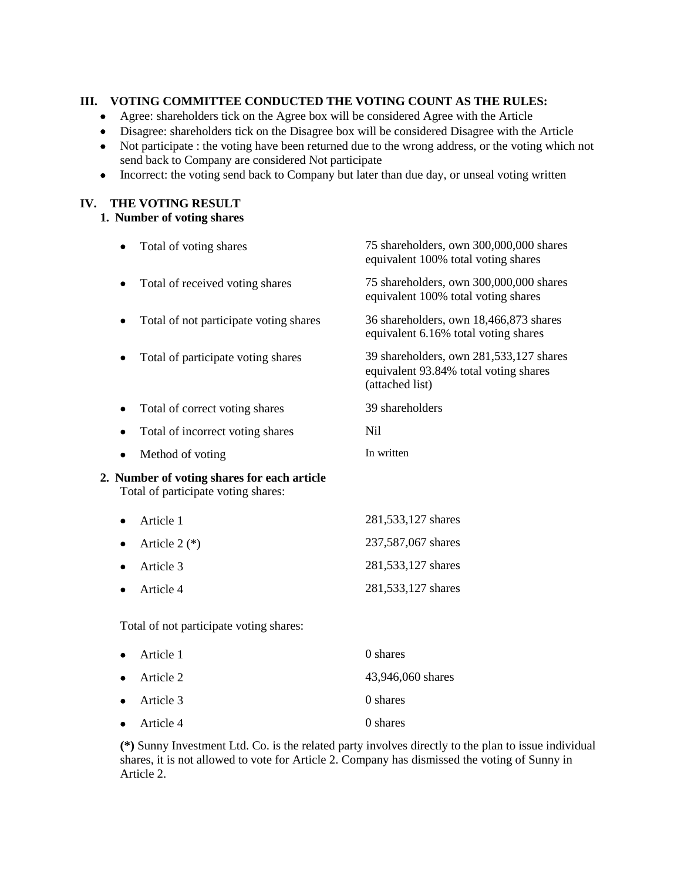## III. VOTING COMMITTEE CONDUCTED THE VOTING COUNT AS THE RULES:

- Agree: shareholders tick on the Agree box will be considered Agree with the Article
- Disagree: shareholders tick on the Disagree box will be considered Disagree with the Article
- Not participate : the voting have been returned due to the wrong address, or the voting which not send back to Company are considered Not participate
- Incorrect: the voting send back to Company but later than due day, or unseal voting written

## IV. THE VOTING RESULT

### 1. Number of voting shares

| | |
|---|---|
| • Total of voting shares | 75 shareholders, own 300,000,000 shares equivalent 100% total voting shares |
| • Total of received voting shares | 75 shareholders, own 300,000,000 shares equivalent 100% total voting shares |
| • Total of not participate voting shares | 36 shareholders, own 18,466,873 shares equivalent 6.16% total voting shares |
| • Total of participate voting shares | 39 shareholders, own 281,533,127 shares equivalent 93.84% total voting shares (attached list) |
| • Total of correct voting shares | 39 shareholders |
| • Total of incorrect voting shares | Nil |
| • Method of voting | In written |

### 2. Number of voting shares for each article

Total of participate voting shares:

| | |
|---|---|
| • Article 1 | 281,533,127 shares |
| • Article 2 (*) | 237,587,067 shares |
| • Article 3 | 281,533,127 shares |
| • Article 4 | 281,533,127 shares |

Total of not participate voting shares:

| | |
|---|---|
| • Article 1 | 0 shares |
| • Article 2 | 43,946,060 shares |
| • Article 3 | 0 shares |
| • Article 4 | 0 shares |

**(*)** Sunny Investment Ltd. Co. is the related party involves directly to the plan to issue individual shares, it is not allowed to vote for Article 2. Company has dismissed the voting of Sunny in Article 2.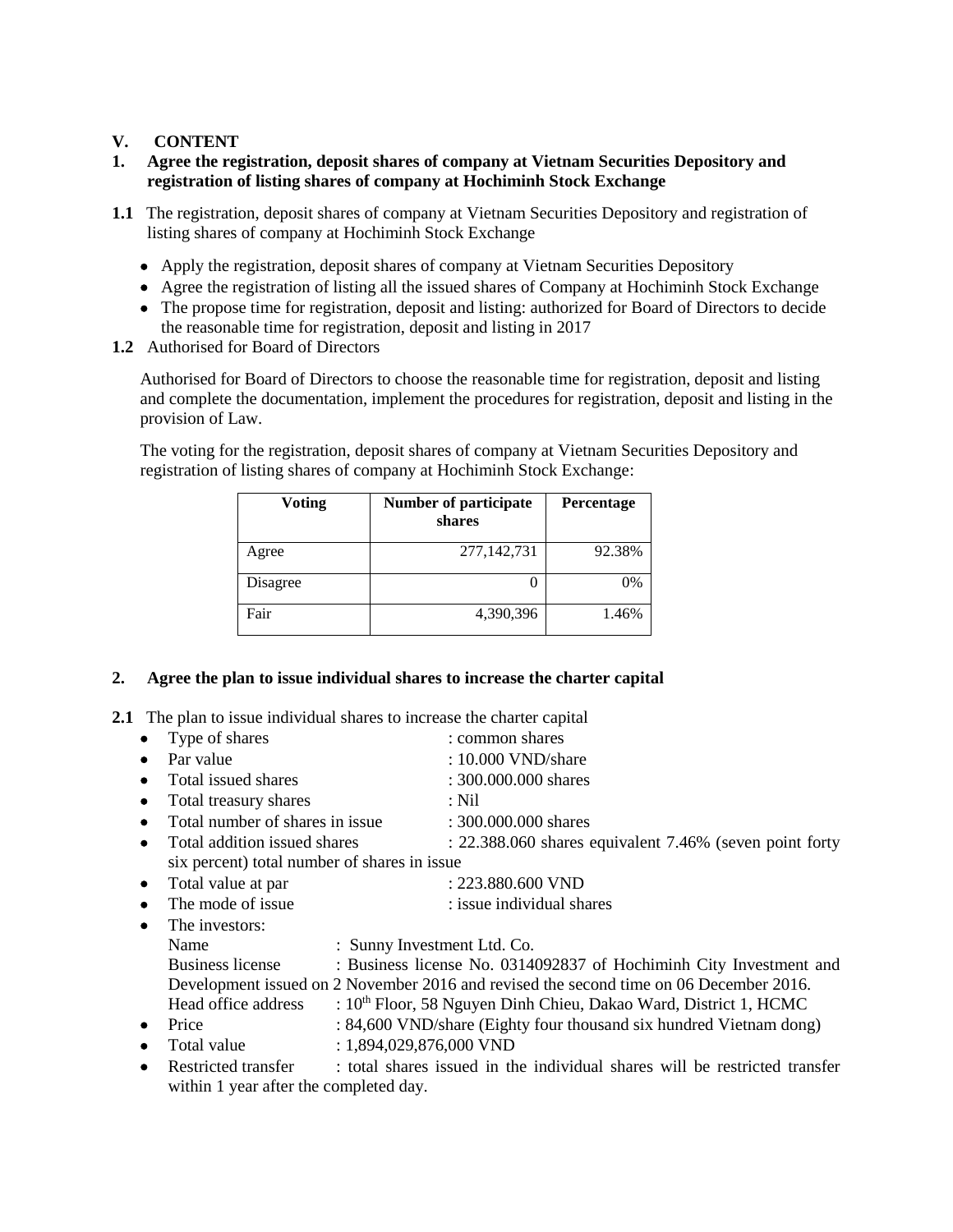## V. CONTENT

### 1. Agree the registration, deposit shares of company at Vietnam Securities Depository and registration of listing shares of company at Hochiminh Stock Exchange

**1.1** The registration, deposit shares of company at Vietnam Securities Depository and registration of listing shares of company at Hochiminh Stock Exchange

- Apply the registration, deposit shares of company at Vietnam Securities Depository
- Agree the registration of listing all the issued shares of Company at Hochiminh Stock Exchange
- The propose time for registration, deposit and listing: authorized for Board of Directors to decide the reasonable time for registration, deposit and listing in 2017

**1.2** Authorised for Board of Directors

Authorised for Board of Directors to choose the reasonable time for registration, deposit and listing and complete the documentation, implement the procedures for registration, deposit and listing in the provision of Law.

The voting for the registration, deposit shares of company at Vietnam Securities Depository and registration of listing shares of company at Hochiminh Stock Exchange:

| Voting | Number of participate shares | Percentage |
|---|---|---|
| Agree | 277,142,731 | 92.38% |
| Disagree | 0 | 0% |
| Fair | 4,390,396 | 1.46% |

### 2. Agree the plan to issue individual shares to increase the charter capital

**2.1** The plan to issue individual shares to increase the charter capital

- Type of shares : common shares
- Par value : 10.000 VND/share
- Total issued shares : 300.000.000 shares
- Total treasury shares : Nil
- Total number of shares in issue : 300.000.000 shares
- Total addition issued shares : 22.388.060 shares equivalent 7.46% (seven point forty six percent) total number of shares in issue
- Total value at par : 223.880.600 VND
- The mode of issue : issue individual shares
- The investors:
  Name : Sunny Investment Ltd. Co.
  Business license : Business license No. 0314092837 of Hochiminh City Investment and Development issued on 2 November 2016 and revised the second time on 06 December 2016.
  Head office address : 10th Floor, 58 Nguyen Dinh Chieu, Dakao Ward, District 1, HCMC
- Price : 84,600 VND/share (Eighty four thousand six hundred Vietnam dong)
- Total value : 1,894,029,876,000 VND
- Restricted transfer : total shares issued in the individual shares will be restricted transfer within 1 year after the completed day.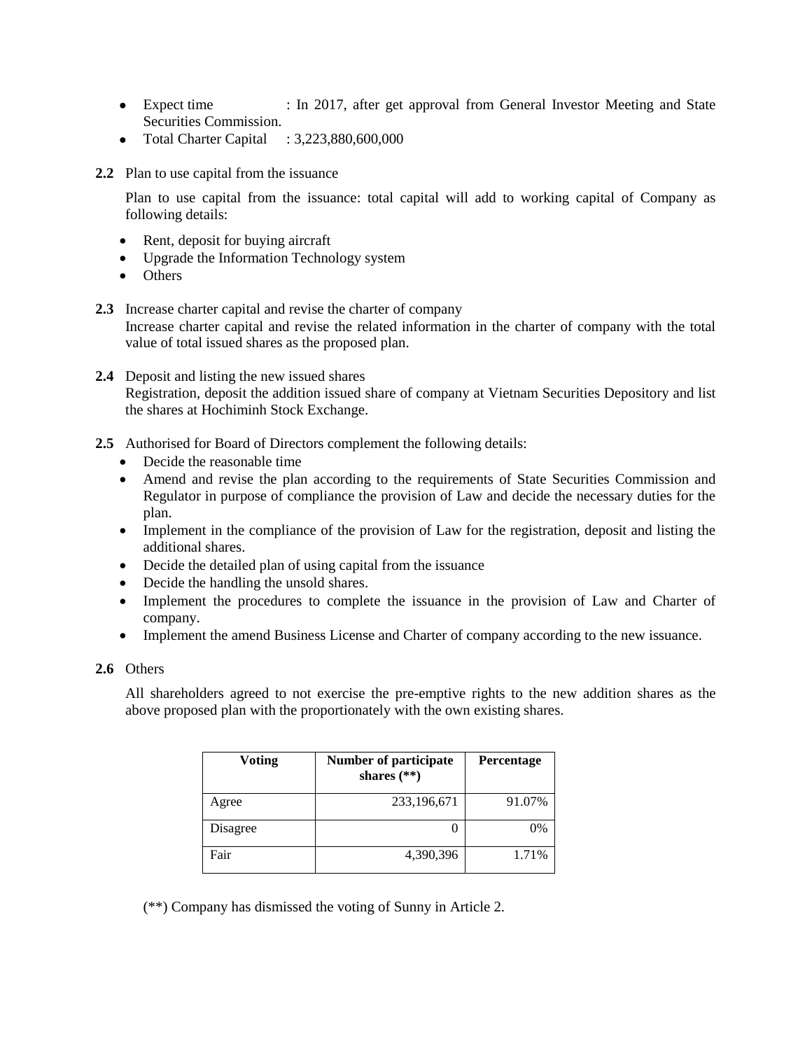- Expect time : In 2017, after get approval from General Investor Meeting and State Securities Commission.
- Total Charter Capital : 3,223,880,600,000

**2.2** Plan to use capital from the issuance

Plan to use capital from the issuance: total capital will add to working capital of Company as following details:

- Rent, deposit for buying aircraft
- Upgrade the Information Technology system
- Others

**2.3** Increase charter capital and revise the charter of company

Increase charter capital and revise the related information in the charter of company with the total value of total issued shares as the proposed plan.

**2.4** Deposit and listing the new issued shares

Registration, deposit the addition issued share of company at Vietnam Securities Depository and list the shares at Hochiminh Stock Exchange.

**2.5** Authorised for Board of Directors complement the following details:

- Decide the reasonable time
- Amend and revise the plan according to the requirements of State Securities Commission and Regulator in purpose of compliance the provision of Law and decide the necessary duties for the plan.
- Implement in the compliance of the provision of Law for the registration, deposit and listing the additional shares.
- Decide the detailed plan of using capital from the issuance
- Decide the handling the unsold shares.
- Implement the procedures to complete the issuance in the provision of Law and Charter of company.
- Implement the amend Business License and Charter of company according to the new issuance.

**2.6** Others

All shareholders agreed to not exercise the pre-emptive rights to the new addition shares as the above proposed plan with the proportionately with the own existing shares.

| Voting | Number of participate shares (**) | Percentage |
|---|---|---|
| Agree | 233,196,671 | 91.07% |
| Disagree | 0 | 0% |
| Fair | 4,390,396 | 1.71% |

(**) Company has dismissed the voting of Sunny in Article 2.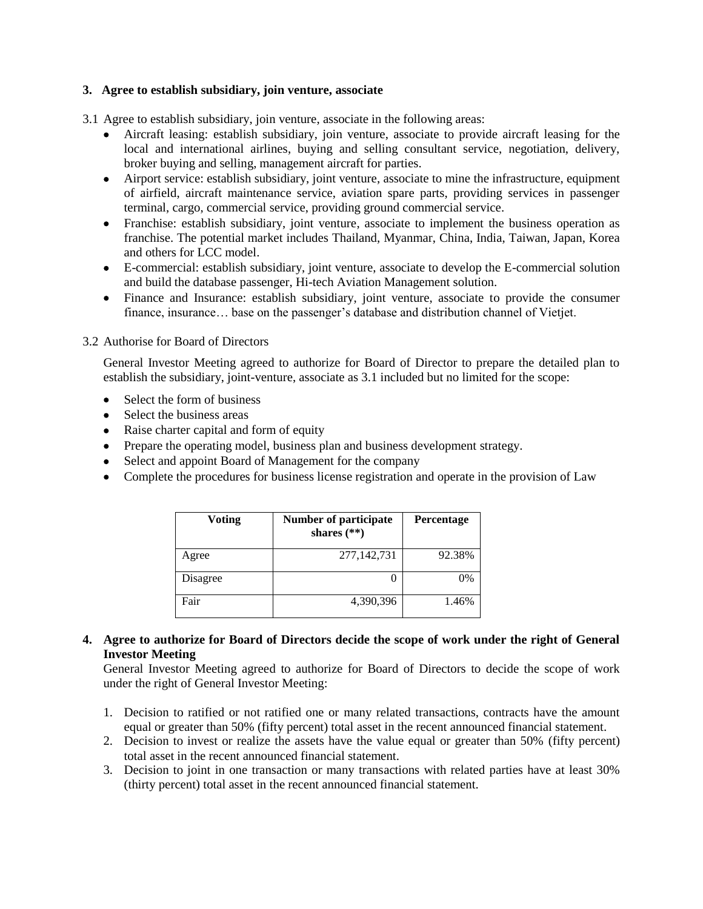**3. Agree to establish subsidiary, join venture, associate**

3.1 Agree to establish subsidiary, join venture, associate in the following areas:

- Aircraft leasing: establish subsidiary, join venture, associate to provide aircraft leasing for the local and international airlines, buying and selling consultant service, negotiation, delivery, broker buying and selling, management aircraft for parties.
- Airport service: establish subsidiary, joint venture, associate to mine the infrastructure, equipment of airfield, aircraft maintenance service, aviation spare parts, providing services in passenger terminal, cargo, commercial service, providing ground commercial service.
- Franchise: establish subsidiary, joint venture, associate to implement the business operation as franchise. The potential market includes Thailand, Myanmar, China, India, Taiwan, Japan, Korea and others for LCC model.
- E-commercial: establish subsidiary, joint venture, associate to develop the E-commercial solution and build the database passenger, Hi-tech Aviation Management solution.
- Finance and Insurance: establish subsidiary, joint venture, associate to provide the consumer finance, insurance… base on the passenger's database and distribution channel of Vietjet.

3.2 Authorise for Board of Directors

General Investor Meeting agreed to authorize for Board of Director to prepare the detailed plan to establish the subsidiary, joint-venture, associate as 3.1 included but no limited for the scope:

- Select the form of business
- Select the business areas
- Raise charter capital and form of equity
- Prepare the operating model, business plan and business development strategy.
- Select and appoint Board of Management for the company
- Complete the procedures for business license registration and operate in the provision of Law

| Voting | Number of participate shares (**) | Percentage |
|---|---|---|
| Agree | 277,142,731 | 92.38% |
| Disagree | 0 | 0% |
| Fair | 4,390,396 | 1.46% |

**4. Agree to authorize for Board of Directors decide the scope of work under the right of General Investor Meeting**

General Investor Meeting agreed to authorize for Board of Directors to decide the scope of work under the right of General Investor Meeting:

1. Decision to ratified or not ratified one or many related transactions, contracts have the amount equal or greater than 50% (fifty percent) total asset in the recent announced financial statement.
2. Decision to invest or realize the assets have the value equal or greater than 50% (fifty percent) total asset in the recent announced financial statement.
3. Decision to joint in one transaction or many transactions with related parties have at least 30% (thirty percent) total asset in the recent announced financial statement.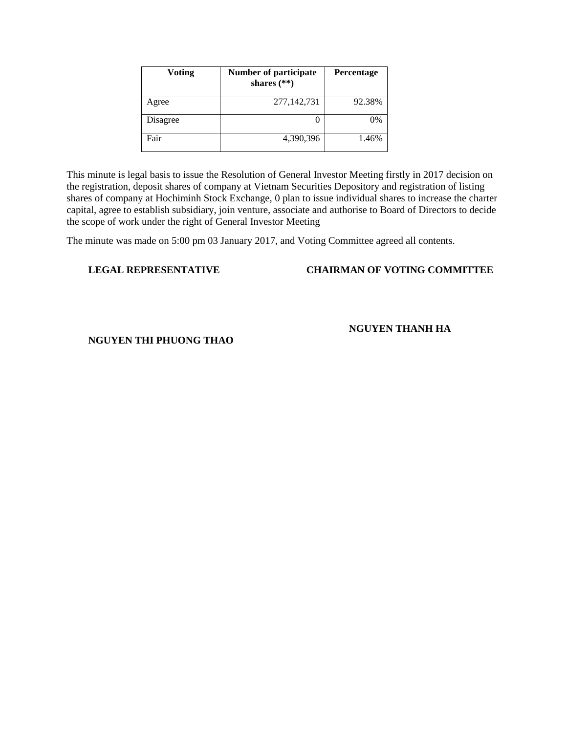| Voting | Number of participate shares (**) | Percentage |
| --- | --- | --- |
| Agree | 277,142,731 | 92.38% |
| Disagree | 0 | 0% |
| Fair | 4,390,396 | 1.46% |

This minute is legal basis to issue the Resolution of General Investor Meeting firstly in 2017 decision on the registration, deposit shares of company at Vietnam Securities Depository and registration of listing shares of company at Hochiminh Stock Exchange, 0 plan to issue individual shares to increase the charter capital, agree to establish subsidiary, join venture, associate and authorise to Board of Directors to decide the scope of work under the right of General Investor Meeting

The minute was made on 5:00 pm 03 January 2017, and Voting Committee agreed all contents.

**LEGAL REPRESENTATIVE**

**NGUYEN THI PHUONG THAO**

**CHAIRMAN OF VOTING COMMITTEE**

**NGUYEN THANH HA**